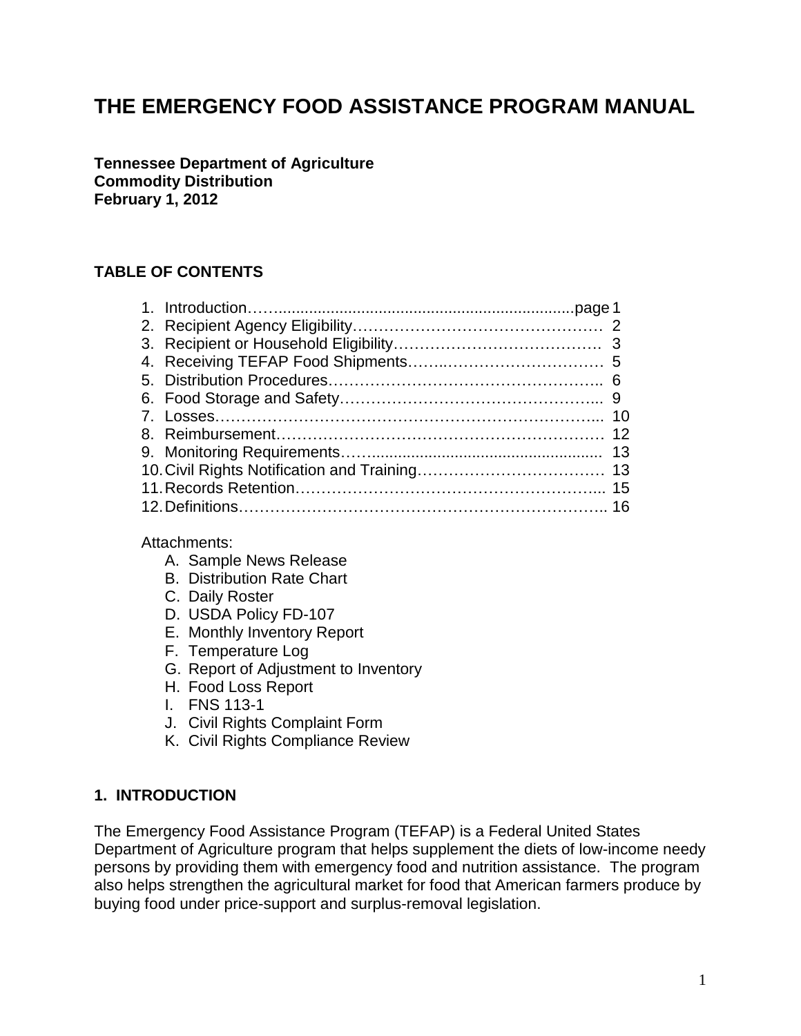# THE EMERGENCY FOOD ASSISTANCE PROGRAM MANUAL

**Tennessee Department of Agriculture**
**Commodity Distribution**
**February 1, 2012**

## TABLE OF CONTENTS

1. Introduction……...................................................................page 1
2. Recipient Agency Eligibility………………………………………… 2
3. Recipient or Household Eligibility…………………………………. 3
4. Receiving TEFAP Food Shipments……..…………………………… 5
5. Distribution Procedures…………………………………………….. 6
6. Food Storage and Safety………………………………………….... 9
7. Losses………………………………………………………………... 10
8. Reimbursement……………………………………………………… 12
9. Monitoring Requirements……..................................................... 13
10. Civil Rights Notification and Training……………………………… 13
11. Records Retention…………………………………………………... 15
12. Definitions…………………………………………………………….. 16

Attachments:

- A. Sample News Release
- B. Distribution Rate Chart
- C. Daily Roster
- D. USDA Policy FD-107
- E. Monthly Inventory Report
- F. Temperature Log
- G. Report of Adjustment to Inventory
- H. Food Loss Report
- I. FNS 113-1
- J. Civil Rights Complaint Form
- K. Civil Rights Compliance Review

## 1. INTRODUCTION

The Emergency Food Assistance Program (TEFAP) is a Federal United States Department of Agriculture program that helps supplement the diets of low-income needy persons by providing them with emergency food and nutrition assistance. The program also helps strengthen the agricultural market for food that American farmers produce by buying food under price-support and surplus-removal legislation.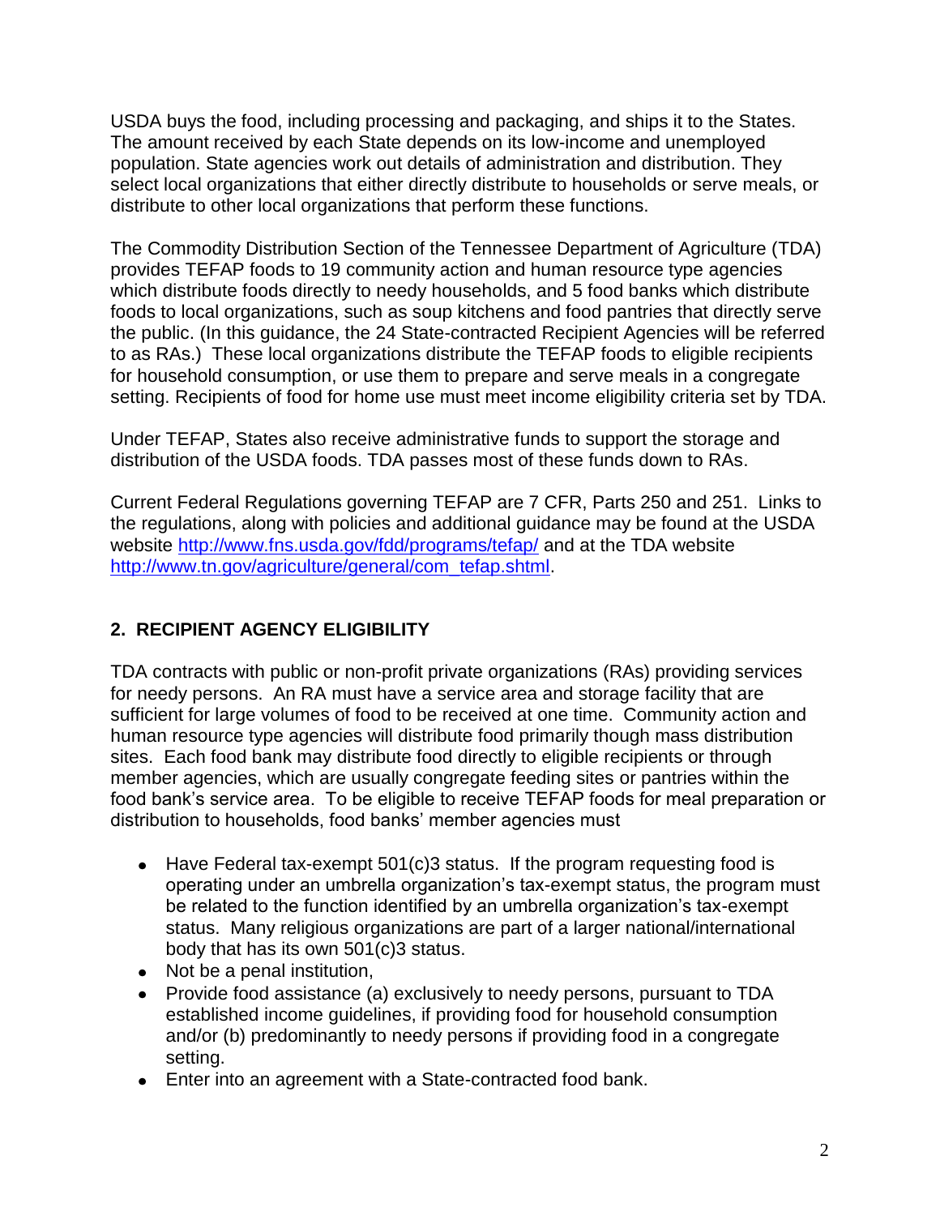USDA buys the food, including processing and packaging, and ships it to the States. The amount received by each State depends on its low-income and unemployed population. State agencies work out details of administration and distribution. They select local organizations that either directly distribute to households or serve meals, or distribute to other local organizations that perform these functions.

The Commodity Distribution Section of the Tennessee Department of Agriculture (TDA) provides TEFAP foods to 19 community action and human resource type agencies which distribute foods directly to needy households, and 5 food banks which distribute foods to local organizations, such as soup kitchens and food pantries that directly serve the public. (In this guidance, the 24 State-contracted Recipient Agencies will be referred to as RAs.) These local organizations distribute the TEFAP foods to eligible recipients for household consumption, or use them to prepare and serve meals in a congregate setting. Recipients of food for home use must meet income eligibility criteria set by TDA.

Under TEFAP, States also receive administrative funds to support the storage and distribution of the USDA foods. TDA passes most of these funds down to RAs.

Current Federal Regulations governing TEFAP are 7 CFR, Parts 250 and 251. Links to the regulations, along with policies and additional guidance may be found at the USDA website [http://www.fns.usda.gov/fdd/programs/tefap/](http://www.fns.usda.gov/fdd/programs/tefap/) and at the TDA website [http://www.tn.gov/agriculture/general/com_tefap.shtml](http://www.tn.gov/agriculture/general/com_tefap.shtml).

## 2. RECIPIENT AGENCY ELIGIBILITY

TDA contracts with public or non-profit private organizations (RAs) providing services for needy persons. An RA must have a service area and storage facility that are sufficient for large volumes of food to be received at one time. Community action and human resource type agencies will distribute food primarily though mass distribution sites. Each food bank may distribute food directly to eligible recipients or through member agencies, which are usually congregate feeding sites or pantries within the food bank's service area. To be eligible to receive TEFAP foods for meal preparation or distribution to households, food banks' member agencies must

- Have Federal tax-exempt 501(c)3 status. If the program requesting food is operating under an umbrella organization's tax-exempt status, the program must be related to the function identified by an umbrella organization's tax-exempt status. Many religious organizations are part of a larger national/international body that has its own 501(c)3 status.
- Not be a penal institution,
- Provide food assistance (a) exclusively to needy persons, pursuant to TDA established income guidelines, if providing food for household consumption and/or (b) predominantly to needy persons if providing food in a congregate setting.
- Enter into an agreement with a State-contracted food bank.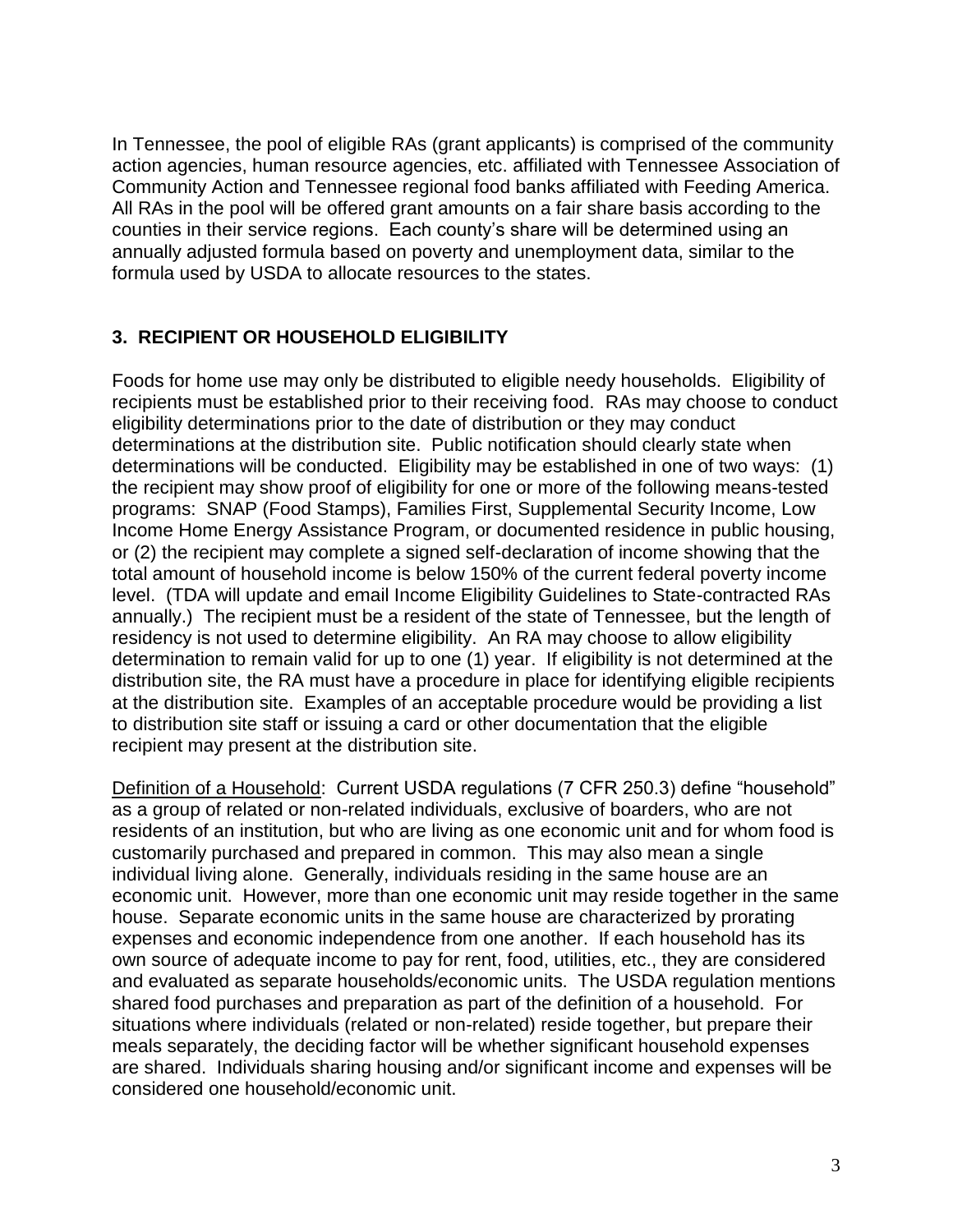In Tennessee, the pool of eligible RAs (grant applicants) is comprised of the community action agencies, human resource agencies, etc. affiliated with Tennessee Association of Community Action and Tennessee regional food banks affiliated with Feeding America. All RAs in the pool will be offered grant amounts on a fair share basis according to the counties in their service regions. Each county's share will be determined using an annually adjusted formula based on poverty and unemployment data, similar to the formula used by USDA to allocate resources to the states.

## 3. RECIPIENT OR HOUSEHOLD ELIGIBILITY

Foods for home use may only be distributed to eligible needy households. Eligibility of recipients must be established prior to their receiving food. RAs may choose to conduct eligibility determinations prior to the date of distribution or they may conduct determinations at the distribution site. Public notification should clearly state when determinations will be conducted. Eligibility may be established in one of two ways: (1) the recipient may show proof of eligibility for one or more of the following means-tested programs: SNAP (Food Stamps), Families First, Supplemental Security Income, Low Income Home Energy Assistance Program, or documented residence in public housing, or (2) the recipient may complete a signed self-declaration of income showing that the total amount of household income is below 150% of the current federal poverty income level. (TDA will update and email Income Eligibility Guidelines to State-contracted RAs annually.) The recipient must be a resident of the state of Tennessee, but the length of residency is not used to determine eligibility. An RA may choose to allow eligibility determination to remain valid for up to one (1) year. If eligibility is not determined at the distribution site, the RA must have a procedure in place for identifying eligible recipients at the distribution site. Examples of an acceptable procedure would be providing a list to distribution site staff or issuing a card or other documentation that the eligible recipient may present at the distribution site.

<u>Definition of a Household</u>: Current USDA regulations (7 CFR 250.3) define "household" as a group of related or non-related individuals, exclusive of boarders, who are not residents of an institution, but who are living as one economic unit and for whom food is customarily purchased and prepared in common. This may also mean a single individual living alone. Generally, individuals residing in the same house are an economic unit. However, more than one economic unit may reside together in the same house. Separate economic units in the same house are characterized by prorating expenses and economic independence from one another. If each household has its own source of adequate income to pay for rent, food, utilities, etc., they are considered and evaluated as separate households/economic units. The USDA regulation mentions shared food purchases and preparation as part of the definition of a household. For situations where individuals (related or non-related) reside together, but prepare their meals separately, the deciding factor will be whether significant household expenses are shared. Individuals sharing housing and/or significant income and expenses will be considered one household/economic unit.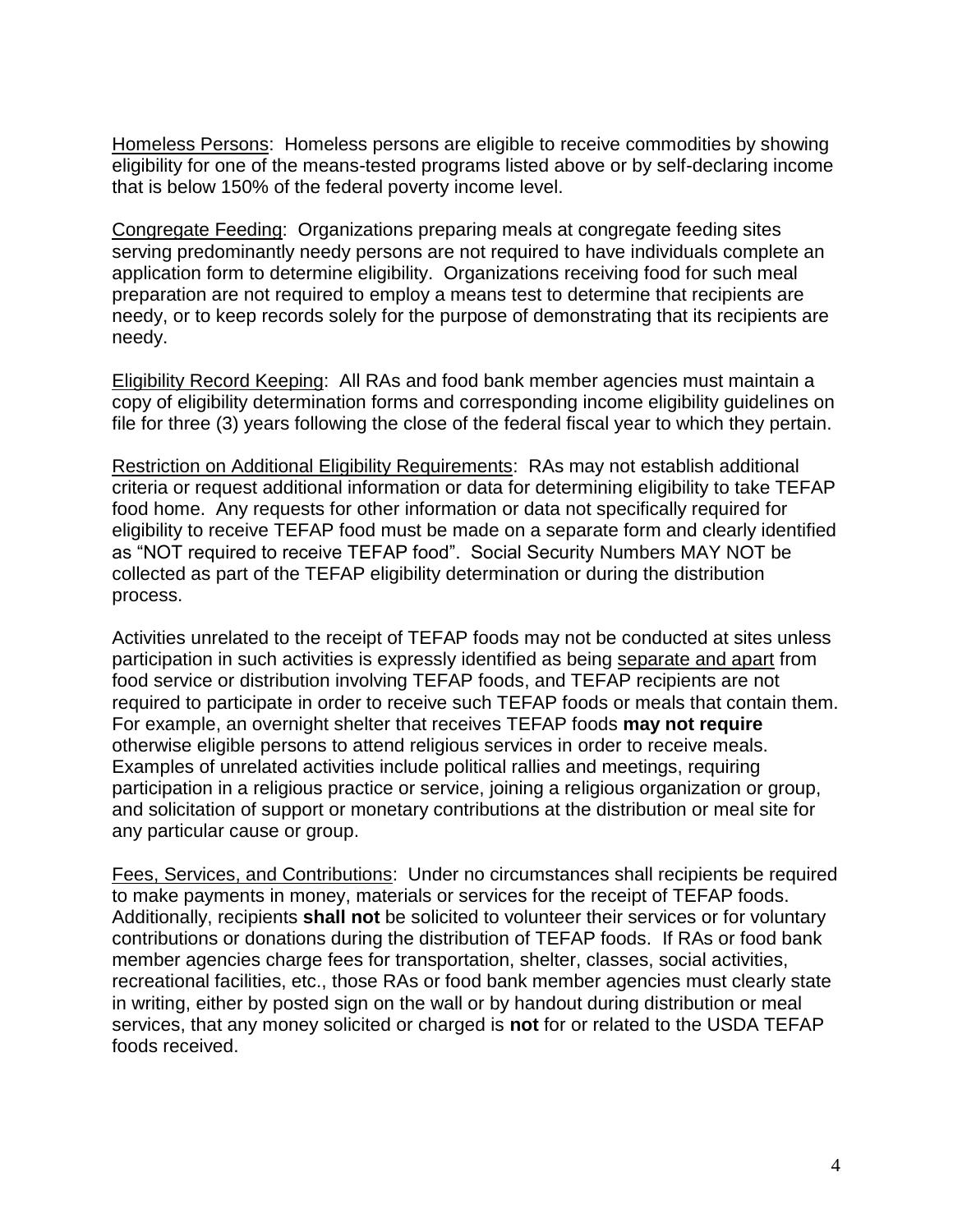Homeless Persons: Homeless persons are eligible to receive commodities by showing eligibility for one of the means-tested programs listed above or by self-declaring income that is below 150% of the federal poverty income level.

Congregate Feeding: Organizations preparing meals at congregate feeding sites serving predominantly needy persons are not required to have individuals complete an application form to determine eligibility. Organizations receiving food for such meal preparation are not required to employ a means test to determine that recipients are needy, or to keep records solely for the purpose of demonstrating that its recipients are needy.

Eligibility Record Keeping: All RAs and food bank member agencies must maintain a copy of eligibility determination forms and corresponding income eligibility guidelines on file for three (3) years following the close of the federal fiscal year to which they pertain.

Restriction on Additional Eligibility Requirements: RAs may not establish additional criteria or request additional information or data for determining eligibility to take TEFAP food home. Any requests for other information or data not specifically required for eligibility to receive TEFAP food must be made on a separate form and clearly identified as "NOT required to receive TEFAP food". Social Security Numbers MAY NOT be collected as part of the TEFAP eligibility determination or during the distribution process.

Activities unrelated to the receipt of TEFAP foods may not be conducted at sites unless participation in such activities is expressly identified as being separate and apart from food service or distribution involving TEFAP foods, and TEFAP recipients are not required to participate in order to receive such TEFAP foods or meals that contain them. For example, an overnight shelter that receives TEFAP foods **may not require** otherwise eligible persons to attend religious services in order to receive meals. Examples of unrelated activities include political rallies and meetings, requiring participation in a religious practice or service, joining a religious organization or group, and solicitation of support or monetary contributions at the distribution or meal site for any particular cause or group.

Fees, Services, and Contributions: Under no circumstances shall recipients be required to make payments in money, materials or services for the receipt of TEFAP foods. Additionally, recipients **shall not** be solicited to volunteer their services or for voluntary contributions or donations during the distribution of TEFAP foods. If RAs or food bank member agencies charge fees for transportation, shelter, classes, social activities, recreational facilities, etc., those RAs or food bank member agencies must clearly state in writing, either by posted sign on the wall or by handout during distribution or meal services, that any money solicited or charged is **not** for or related to the USDA TEFAP foods received.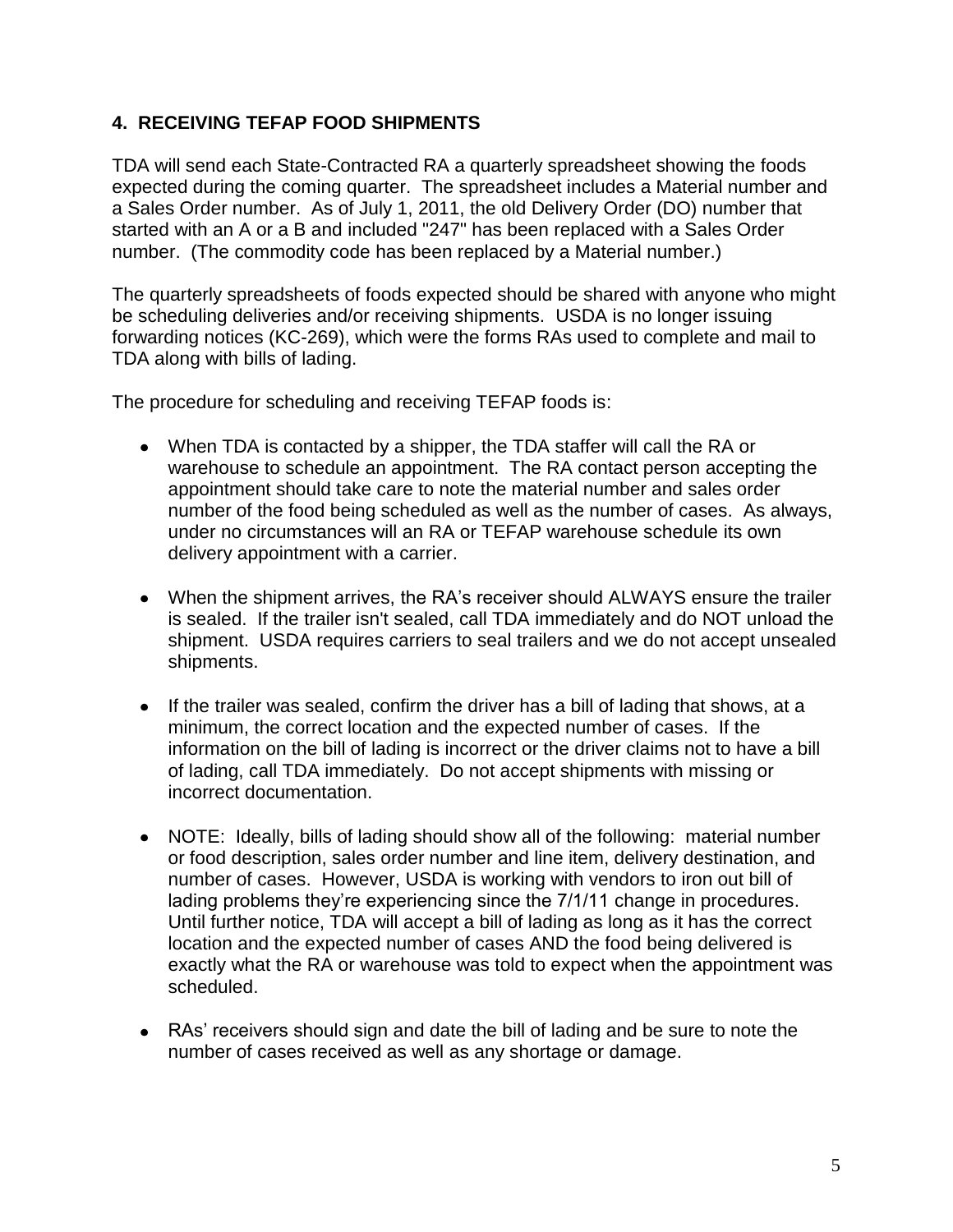## 4. RECEIVING TEFAP FOOD SHIPMENTS

TDA will send each State-Contracted RA a quarterly spreadsheet showing the foods expected during the coming quarter. The spreadsheet includes a Material number and a Sales Order number. As of July 1, 2011, the old Delivery Order (DO) number that started with an A or a B and included "247" has been replaced with a Sales Order number. (The commodity code has been replaced by a Material number.)

The quarterly spreadsheets of foods expected should be shared with anyone who might be scheduling deliveries and/or receiving shipments. USDA is no longer issuing forwarding notices (KC-269), which were the forms RAs used to complete and mail to TDA along with bills of lading.

The procedure for scheduling and receiving TEFAP foods is:

- When TDA is contacted by a shipper, the TDA staffer will call the RA or warehouse to schedule an appointment. The RA contact person accepting the appointment should take care to note the material number and sales order number of the food being scheduled as well as the number of cases. As always, under no circumstances will an RA or TEFAP warehouse schedule its own delivery appointment with a carrier.

- When the shipment arrives, the RA's receiver should ALWAYS ensure the trailer is sealed. If the trailer isn't sealed, call TDA immediately and do NOT unload the shipment. USDA requires carriers to seal trailers and we do not accept unsealed shipments.

- If the trailer was sealed, confirm the driver has a bill of lading that shows, at a minimum, the correct location and the expected number of cases. If the information on the bill of lading is incorrect or the driver claims not to have a bill of lading, call TDA immediately. Do not accept shipments with missing or incorrect documentation.

- NOTE: Ideally, bills of lading should show all of the following: material number or food description, sales order number and line item, delivery destination, and number of cases. However, USDA is working with vendors to iron out bill of lading problems they're experiencing since the 7/1/11 change in procedures. Until further notice, TDA will accept a bill of lading as long as it has the correct location and the expected number of cases AND the food being delivered is exactly what the RA or warehouse was told to expect when the appointment was scheduled.

- RAs' receivers should sign and date the bill of lading and be sure to note the number of cases received as well as any shortage or damage.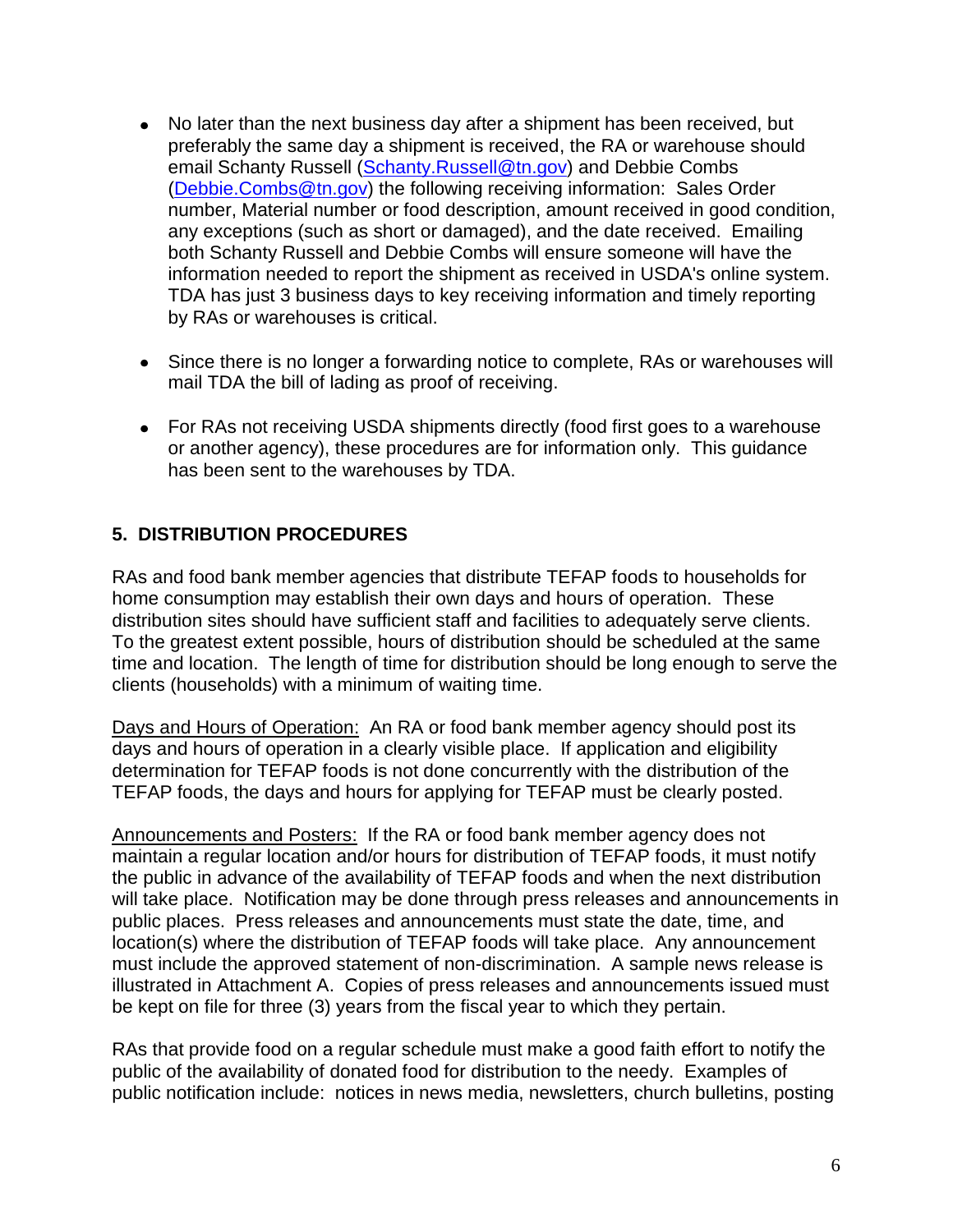- No later than the next business day after a shipment has been received, but preferably the same day a shipment is received, the RA or warehouse should email Schanty Russell (Schanty.Russell@tn.gov) and Debbie Combs (Debbie.Combs@tn.gov) the following receiving information: Sales Order number, Material number or food description, amount received in good condition, any exceptions (such as short or damaged), and the date received. Emailing both Schanty Russell and Debbie Combs will ensure someone will have the information needed to report the shipment as received in USDA's online system. TDA has just 3 business days to key receiving information and timely reporting by RAs or warehouses is critical.

- Since there is no longer a forwarding notice to complete, RAs or warehouses will mail TDA the bill of lading as proof of receiving.

- For RAs not receiving USDA shipments directly (food first goes to a warehouse or another agency), these procedures are for information only. This guidance has been sent to the warehouses by TDA.

## 5. DISTRIBUTION PROCEDURES

RAs and food bank member agencies that distribute TEFAP foods to households for home consumption may establish their own days and hours of operation. These distribution sites should have sufficient staff and facilities to adequately serve clients. To the greatest extent possible, hours of distribution should be scheduled at the same time and location. The length of time for distribution should be long enough to serve the clients (households) with a minimum of waiting time.

Days and Hours of Operation: An RA or food bank member agency should post its days and hours of operation in a clearly visible place. If application and eligibility determination for TEFAP foods is not done concurrently with the distribution of the TEFAP foods, the days and hours for applying for TEFAP must be clearly posted.

Announcements and Posters: If the RA or food bank member agency does not maintain a regular location and/or hours for distribution of TEFAP foods, it must notify the public in advance of the availability of TEFAP foods and when the next distribution will take place. Notification may be done through press releases and announcements in public places. Press releases and announcements must state the date, time, and location(s) where the distribution of TEFAP foods will take place. Any announcement must include the approved statement of non-discrimination. A sample news release is illustrated in Attachment A. Copies of press releases and announcements issued must be kept on file for three (3) years from the fiscal year to which they pertain.

RAs that provide food on a regular schedule must make a good faith effort to notify the public of the availability of donated food for distribution to the needy. Examples of public notification include: notices in news media, newsletters, church bulletins, posting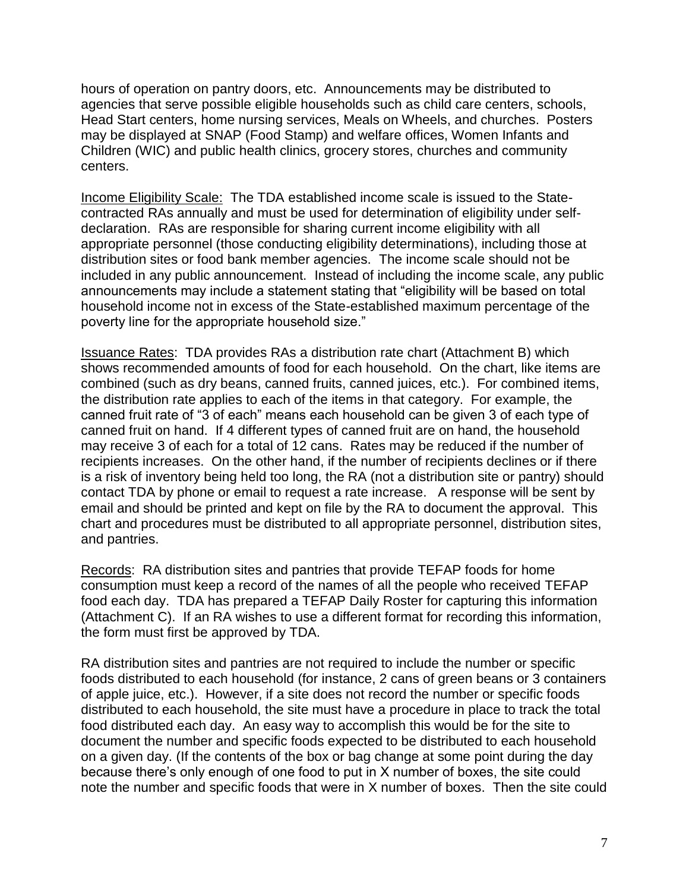hours of operation on pantry doors, etc. Announcements may be distributed to agencies that serve possible eligible households such as child care centers, schools, Head Start centers, home nursing services, Meals on Wheels, and churches. Posters may be displayed at SNAP (Food Stamp) and welfare offices, Women Infants and Children (WIC) and public health clinics, grocery stores, churches and community centers.

<u>Income Eligibility Scale:</u> The TDA established income scale is issued to the State-contracted RAs annually and must be used for determination of eligibility under self-declaration. RAs are responsible for sharing current income eligibility with all appropriate personnel (those conducting eligibility determinations), including those at distribution sites or food bank member agencies. The income scale should not be included in any public announcement. Instead of including the income scale, any public announcements may include a statement stating that "eligibility will be based on total household income not in excess of the State-established maximum percentage of the poverty line for the appropriate household size."

<u>Issuance Rates</u>: TDA provides RAs a distribution rate chart (Attachment B) which shows recommended amounts of food for each household. On the chart, like items are combined (such as dry beans, canned fruits, canned juices, etc.). For combined items, the distribution rate applies to each of the items in that category. For example, the canned fruit rate of "3 of each" means each household can be given 3 of each type of canned fruit on hand. If 4 different types of canned fruit are on hand, the household may receive 3 of each for a total of 12 cans. Rates may be reduced if the number of recipients increases. On the other hand, if the number of recipients declines or if there is a risk of inventory being held too long, the RA (not a distribution site or pantry) should contact TDA by phone or email to request a rate increase. A response will be sent by email and should be printed and kept on file by the RA to document the approval. This chart and procedures must be distributed to all appropriate personnel, distribution sites, and pantries.

<u>Records</u>: RA distribution sites and pantries that provide TEFAP foods for home consumption must keep a record of the names of all the people who received TEFAP food each day. TDA has prepared a TEFAP Daily Roster for capturing this information (Attachment C). If an RA wishes to use a different format for recording this information, the form must first be approved by TDA.

RA distribution sites and pantries are not required to include the number or specific foods distributed to each household (for instance, 2 cans of green beans or 3 containers of apple juice, etc.). However, if a site does not record the number or specific foods distributed to each household, the site must have a procedure in place to track the total food distributed each day. An easy way to accomplish this would be for the site to document the number and specific foods expected to be distributed to each household on a given day. (If the contents of the box or bag change at some point during the day because there's only enough of one food to put in X number of boxes, the site could note the number and specific foods that were in X number of boxes. Then the site could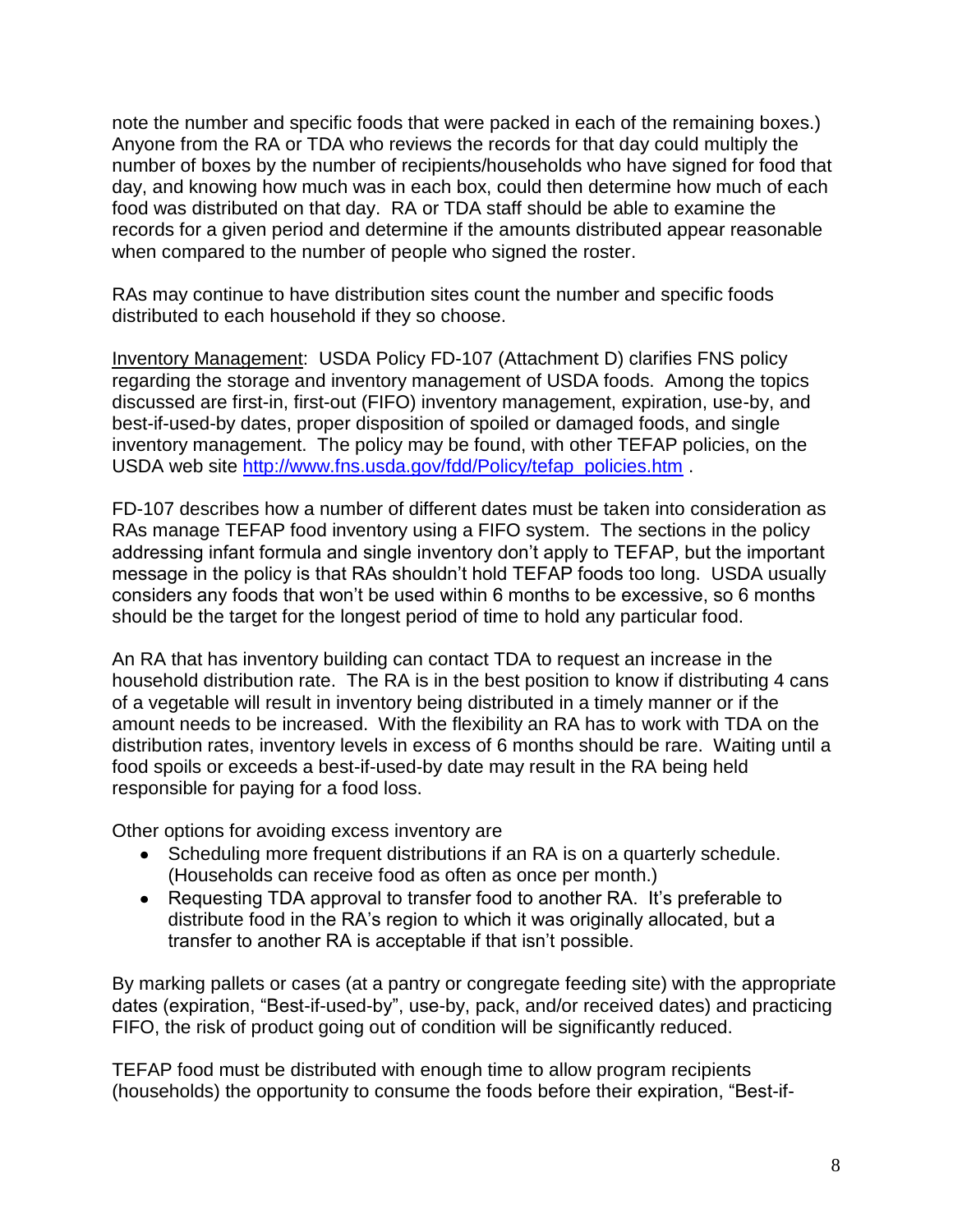note the number and specific foods that were packed in each of the remaining boxes.) Anyone from the RA or TDA who reviews the records for that day could multiply the number of boxes by the number of recipients/households who have signed for food that day, and knowing how much was in each box, could then determine how much of each food was distributed on that day. RA or TDA staff should be able to examine the records for a given period and determine if the amounts distributed appear reasonable when compared to the number of people who signed the roster.

RAs may continue to have distribution sites count the number and specific foods distributed to each household if they so choose.

Inventory Management: USDA Policy FD-107 (Attachment D) clarifies FNS policy regarding the storage and inventory management of USDA foods. Among the topics discussed are first-in, first-out (FIFO) inventory management, expiration, use-by, and best-if-used-by dates, proper disposition of spoiled or damaged foods, and single inventory management. The policy may be found, with other TEFAP policies, on the USDA web site [http://www.fns.usda.gov/fdd/Policy/tefap_policies.htm](http://www.fns.usda.gov/fdd/Policy/tefap_policies.htm) .

FD-107 describes how a number of different dates must be taken into consideration as RAs manage TEFAP food inventory using a FIFO system. The sections in the policy addressing infant formula and single inventory don't apply to TEFAP, but the important message in the policy is that RAs shouldn't hold TEFAP foods too long. USDA usually considers any foods that won't be used within 6 months to be excessive, so 6 months should be the target for the longest period of time to hold any particular food.

An RA that has inventory building can contact TDA to request an increase in the household distribution rate. The RA is in the best position to know if distributing 4 cans of a vegetable will result in inventory being distributed in a timely manner or if the amount needs to be increased. With the flexibility an RA has to work with TDA on the distribution rates, inventory levels in excess of 6 months should be rare. Waiting until a food spoils or exceeds a best-if-used-by date may result in the RA being held responsible for paying for a food loss.

Other options for avoiding excess inventory are

- Scheduling more frequent distributions if an RA is on a quarterly schedule. (Households can receive food as often as once per month.)
- Requesting TDA approval to transfer food to another RA. It's preferable to distribute food in the RA's region to which it was originally allocated, but a transfer to another RA is acceptable if that isn't possible.

By marking pallets or cases (at a pantry or congregate feeding site) with the appropriate dates (expiration, "Best-if-used-by", use-by, pack, and/or received dates) and practicing FIFO, the risk of product going out of condition will be significantly reduced.

TEFAP food must be distributed with enough time to allow program recipients (households) the opportunity to consume the foods before their expiration, "Best-if-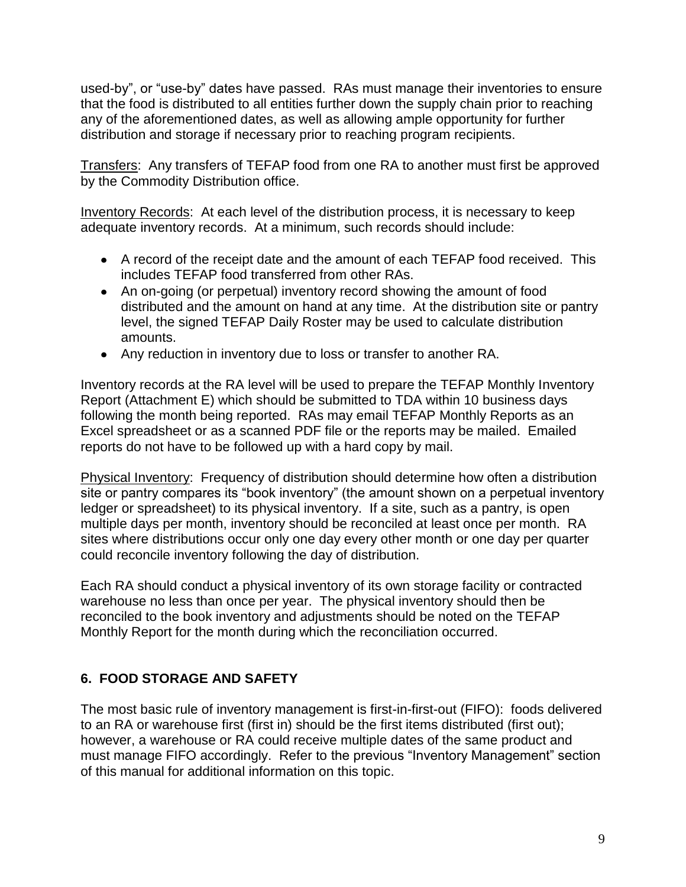used-by", or "use-by" dates have passed. RAs must manage their inventories to ensure that the food is distributed to all entities further down the supply chain prior to reaching any of the aforementioned dates, as well as allowing ample opportunity for further distribution and storage if necessary prior to reaching program recipients.

Transfers: Any transfers of TEFAP food from one RA to another must first be approved by the Commodity Distribution office.

Inventory Records: At each level of the distribution process, it is necessary to keep adequate inventory records. At a minimum, such records should include:

- A record of the receipt date and the amount of each TEFAP food received. This includes TEFAP food transferred from other RAs.
- An on-going (or perpetual) inventory record showing the amount of food distributed and the amount on hand at any time. At the distribution site or pantry level, the signed TEFAP Daily Roster may be used to calculate distribution amounts.
- Any reduction in inventory due to loss or transfer to another RA.

Inventory records at the RA level will be used to prepare the TEFAP Monthly Inventory Report (Attachment E) which should be submitted to TDA within 10 business days following the month being reported. RAs may email TEFAP Monthly Reports as an Excel spreadsheet or as a scanned PDF file or the reports may be mailed. Emailed reports do not have to be followed up with a hard copy by mail.

Physical Inventory: Frequency of distribution should determine how often a distribution site or pantry compares its "book inventory" (the amount shown on a perpetual inventory ledger or spreadsheet) to its physical inventory. If a site, such as a pantry, is open multiple days per month, inventory should be reconciled at least once per month. RA sites where distributions occur only one day every other month or one day per quarter could reconcile inventory following the day of distribution.

Each RA should conduct a physical inventory of its own storage facility or contracted warehouse no less than once per year. The physical inventory should then be reconciled to the book inventory and adjustments should be noted on the TEFAP Monthly Report for the month during which the reconciliation occurred.

## 6. FOOD STORAGE AND SAFETY

The most basic rule of inventory management is first-in-first-out (FIFO): foods delivered to an RA or warehouse first (first in) should be the first items distributed (first out); however, a warehouse or RA could receive multiple dates of the same product and must manage FIFO accordingly. Refer to the previous "Inventory Management" section of this manual for additional information on this topic.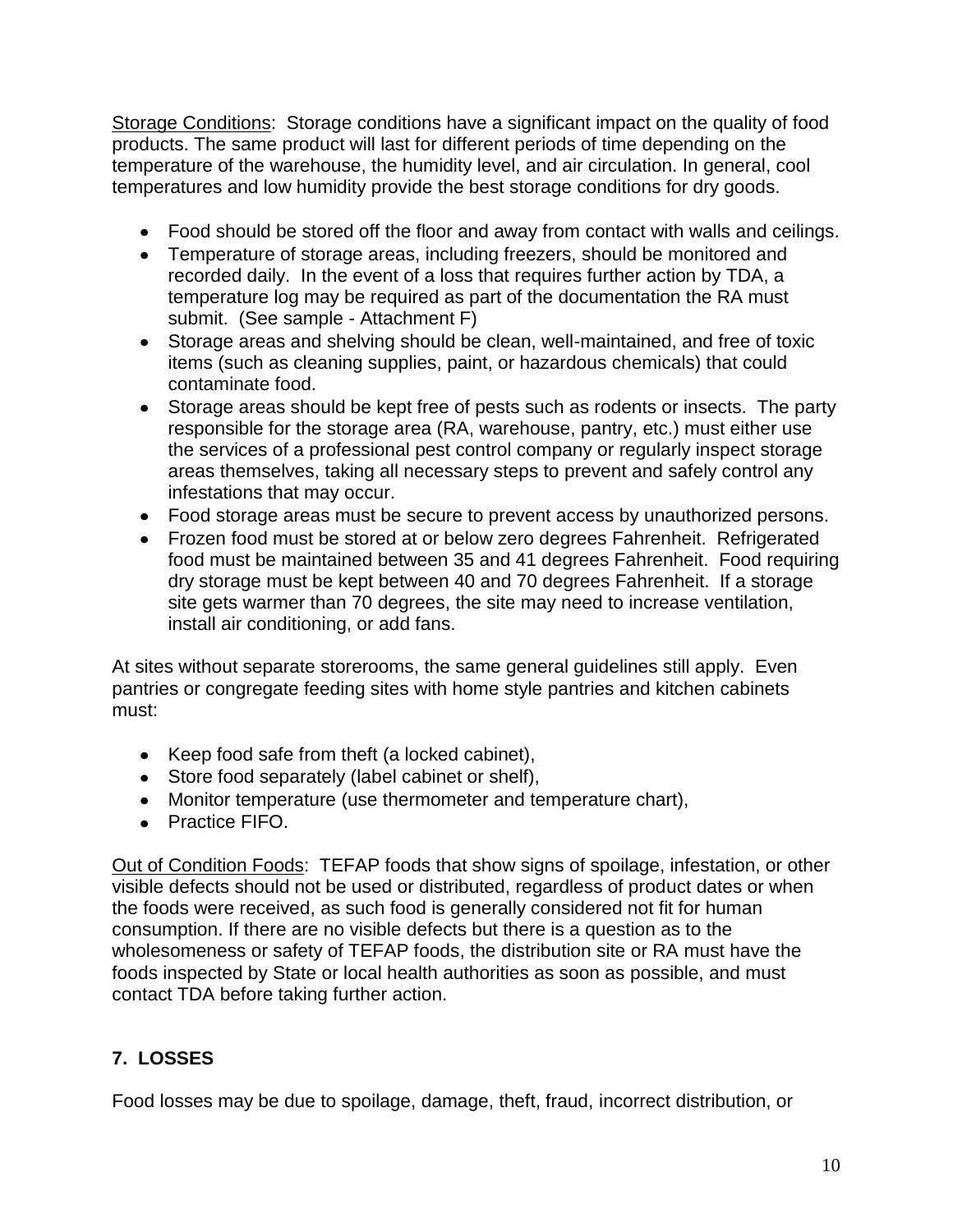Storage Conditions: Storage conditions have a significant impact on the quality of food products. The same product will last for different periods of time depending on the temperature of the warehouse, the humidity level, and air circulation. In general, cool temperatures and low humidity provide the best storage conditions for dry goods.

- Food should be stored off the floor and away from contact with walls and ceilings.
- Temperature of storage areas, including freezers, should be monitored and recorded daily. In the event of a loss that requires further action by TDA, a temperature log may be required as part of the documentation the RA must submit. (See sample - Attachment F)
- Storage areas and shelving should be clean, well-maintained, and free of toxic items (such as cleaning supplies, paint, or hazardous chemicals) that could contaminate food.
- Storage areas should be kept free of pests such as rodents or insects. The party responsible for the storage area (RA, warehouse, pantry, etc.) must either use the services of a professional pest control company or regularly inspect storage areas themselves, taking all necessary steps to prevent and safely control any infestations that may occur.
- Food storage areas must be secure to prevent access by unauthorized persons.
- Frozen food must be stored at or below zero degrees Fahrenheit. Refrigerated food must be maintained between 35 and 41 degrees Fahrenheit. Food requiring dry storage must be kept between 40 and 70 degrees Fahrenheit. If a storage site gets warmer than 70 degrees, the site may need to increase ventilation, install air conditioning, or add fans.

At sites without separate storerooms, the same general guidelines still apply. Even pantries or congregate feeding sites with home style pantries and kitchen cabinets must:

- Keep food safe from theft (a locked cabinet),
- Store food separately (label cabinet or shelf),
- Monitor temperature (use thermometer and temperature chart),
- Practice FIFO.

Out of Condition Foods: TEFAP foods that show signs of spoilage, infestation, or other visible defects should not be used or distributed, regardless of product dates or when the foods were received, as such food is generally considered not fit for human consumption. If there are no visible defects but there is a question as to the wholesomeness or safety of TEFAP foods, the distribution site or RA must have the foods inspected by State or local health authorities as soon as possible, and must contact TDA before taking further action.

## 7. LOSSES

Food losses may be due to spoilage, damage, theft, fraud, incorrect distribution, or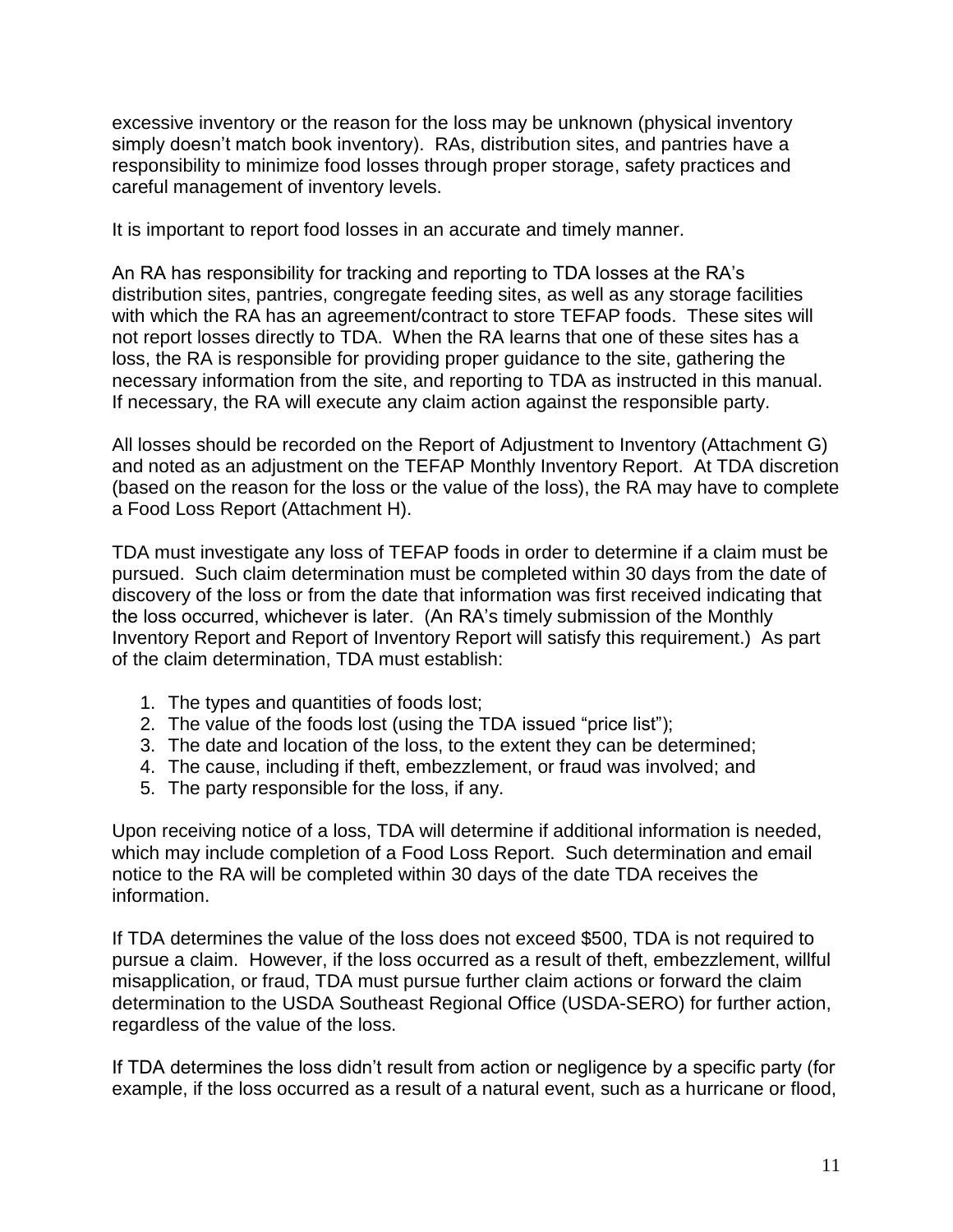excessive inventory or the reason for the loss may be unknown (physical inventory simply doesn't match book inventory). RAs, distribution sites, and pantries have a responsibility to minimize food losses through proper storage, safety practices and careful management of inventory levels.

It is important to report food losses in an accurate and timely manner.

An RA has responsibility for tracking and reporting to TDA losses at the RA's distribution sites, pantries, congregate feeding sites, as well as any storage facilities with which the RA has an agreement/contract to store TEFAP foods. These sites will not report losses directly to TDA. When the RA learns that one of these sites has a loss, the RA is responsible for providing proper guidance to the site, gathering the necessary information from the site, and reporting to TDA as instructed in this manual. If necessary, the RA will execute any claim action against the responsible party.

All losses should be recorded on the Report of Adjustment to Inventory (Attachment G) and noted as an adjustment on the TEFAP Monthly Inventory Report. At TDA discretion (based on the reason for the loss or the value of the loss), the RA may have to complete a Food Loss Report (Attachment H).

TDA must investigate any loss of TEFAP foods in order to determine if a claim must be pursued. Such claim determination must be completed within 30 days from the date of discovery of the loss or from the date that information was first received indicating that the loss occurred, whichever is later. (An RA's timely submission of the Monthly Inventory Report and Report of Inventory Report will satisfy this requirement.) As part of the claim determination, TDA must establish:

1. The types and quantities of foods lost;
2. The value of the foods lost (using the TDA issued "price list");
3. The date and location of the loss, to the extent they can be determined;
4. The cause, including if theft, embezzlement, or fraud was involved; and
5. The party responsible for the loss, if any.

Upon receiving notice of a loss, TDA will determine if additional information is needed, which may include completion of a Food Loss Report. Such determination and email notice to the RA will be completed within 30 days of the date TDA receives the information.

If TDA determines the value of the loss does not exceed $500, TDA is not required to pursue a claim. However, if the loss occurred as a result of theft, embezzlement, willful misapplication, or fraud, TDA must pursue further claim actions or forward the claim determination to the USDA Southeast Regional Office (USDA-SERO) for further action, regardless of the value of the loss.

If TDA determines the loss didn't result from action or negligence by a specific party (for example, if the loss occurred as a result of a natural event, such as a hurricane or flood,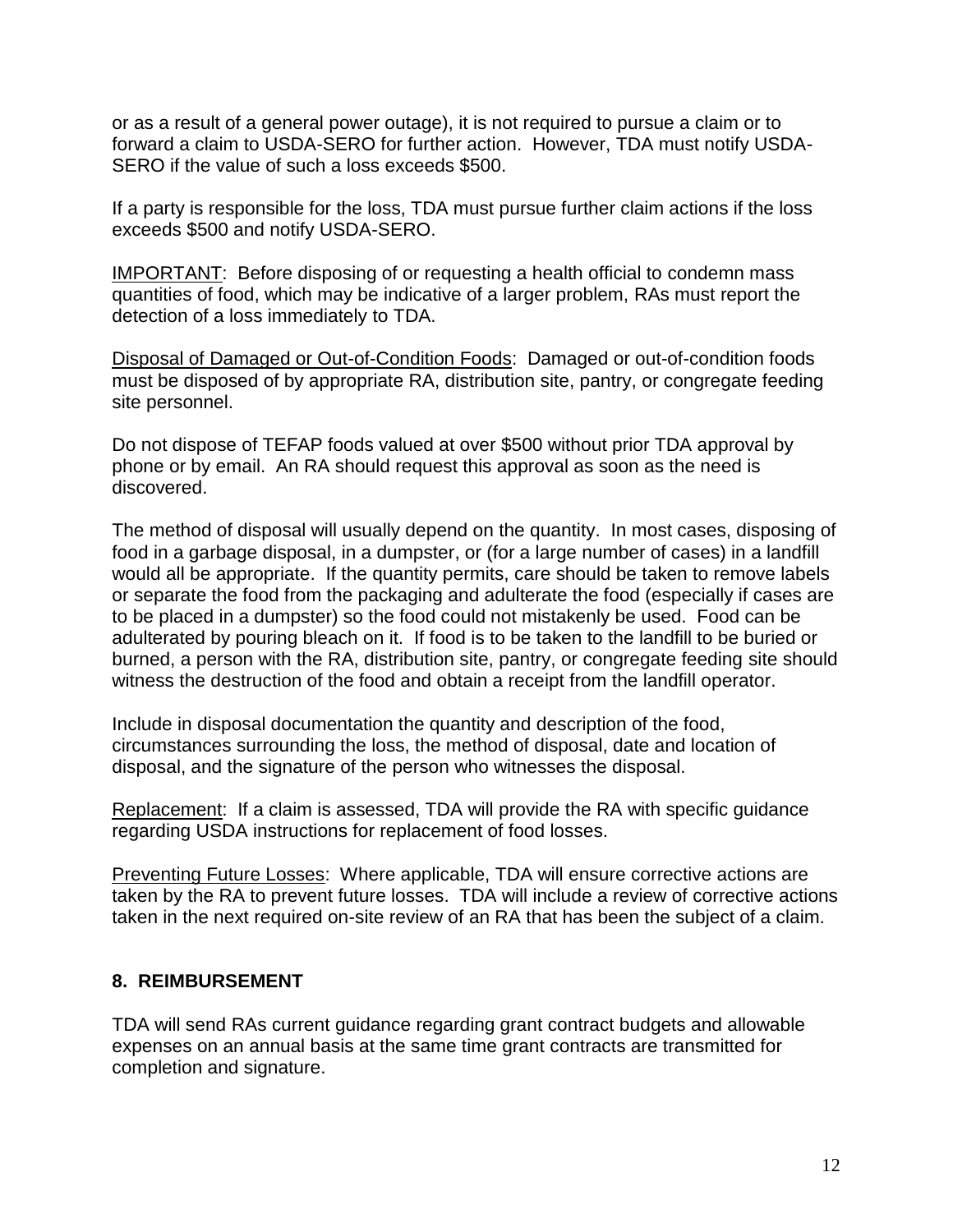or as a result of a general power outage), it is not required to pursue a claim or to forward a claim to USDA-SERO for further action. However, TDA must notify USDA-SERO if the value of such a loss exceeds $500.

If a party is responsible for the loss, TDA must pursue further claim actions if the loss exceeds $500 and notify USDA-SERO.

IMPORTANT: Before disposing of or requesting a health official to condemn mass quantities of food, which may be indicative of a larger problem, RAs must report the detection of a loss immediately to TDA.

Disposal of Damaged or Out-of-Condition Foods: Damaged or out-of-condition foods must be disposed of by appropriate RA, distribution site, pantry, or congregate feeding site personnel.

Do not dispose of TEFAP foods valued at over $500 without prior TDA approval by phone or by email. An RA should request this approval as soon as the need is discovered.

The method of disposal will usually depend on the quantity. In most cases, disposing of food in a garbage disposal, in a dumpster, or (for a large number of cases) in a landfill would all be appropriate. If the quantity permits, care should be taken to remove labels or separate the food from the packaging and adulterate the food (especially if cases are to be placed in a dumpster) so the food could not mistakenly be used. Food can be adulterated by pouring bleach on it. If food is to be taken to the landfill to be buried or burned, a person with the RA, distribution site, pantry, or congregate feeding site should witness the destruction of the food and obtain a receipt from the landfill operator.

Include in disposal documentation the quantity and description of the food, circumstances surrounding the loss, the method of disposal, date and location of disposal, and the signature of the person who witnesses the disposal.

Replacement: If a claim is assessed, TDA will provide the RA with specific guidance regarding USDA instructions for replacement of food losses.

Preventing Future Losses: Where applicable, TDA will ensure corrective actions are taken by the RA to prevent future losses. TDA will include a review of corrective actions taken in the next required on-site review of an RA that has been the subject of a claim.

## 8. REIMBURSEMENT

TDA will send RAs current guidance regarding grant contract budgets and allowable expenses on an annual basis at the same time grant contracts are transmitted for completion and signature.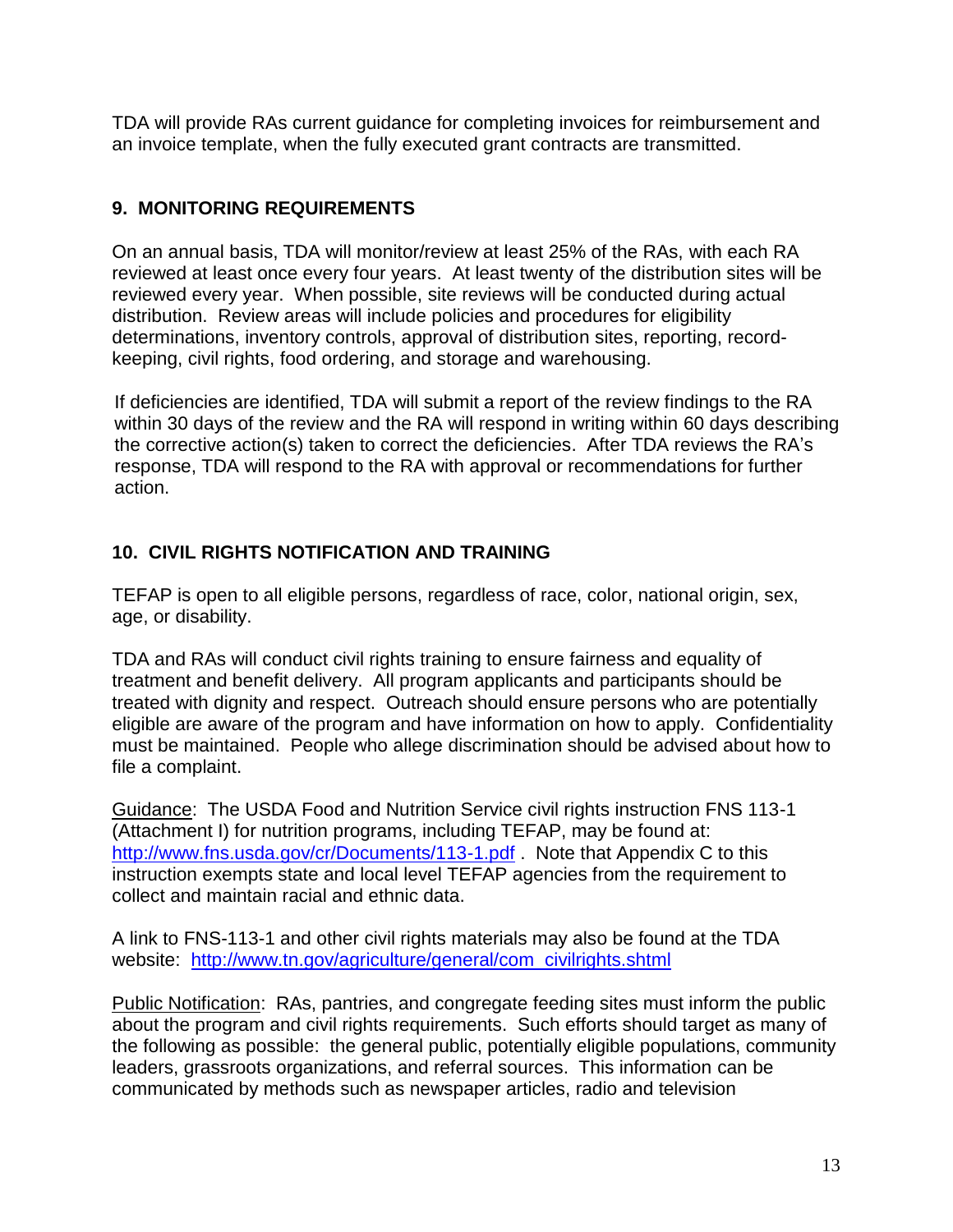TDA will provide RAs current guidance for completing invoices for reimbursement and an invoice template, when the fully executed grant contracts are transmitted.

## 9. MONITORING REQUIREMENTS

On an annual basis, TDA will monitor/review at least 25% of the RAs, with each RA reviewed at least once every four years. At least twenty of the distribution sites will be reviewed every year. When possible, site reviews will be conducted during actual distribution. Review areas will include policies and procedures for eligibility determinations, inventory controls, approval of distribution sites, reporting, record-keeping, civil rights, food ordering, and storage and warehousing.

If deficiencies are identified, TDA will submit a report of the review findings to the RA within 30 days of the review and the RA will respond in writing within 60 days describing the corrective action(s) taken to correct the deficiencies. After TDA reviews the RA's response, TDA will respond to the RA with approval or recommendations for further action.

## 10. CIVIL RIGHTS NOTIFICATION AND TRAINING

TEFAP is open to all eligible persons, regardless of race, color, national origin, sex, age, or disability.

TDA and RAs will conduct civil rights training to ensure fairness and equality of treatment and benefit delivery. All program applicants and participants should be treated with dignity and respect. Outreach should ensure persons who are potentially eligible are aware of the program and have information on how to apply. Confidentiality must be maintained. People who allege discrimination should be advised about how to file a complaint.

Guidance: The USDA Food and Nutrition Service civil rights instruction FNS 113-1 (Attachment I) for nutrition programs, including TEFAP, may be found at: http://www.fns.usda.gov/cr/Documents/113-1.pdf . Note that Appendix C to this instruction exempts state and local level TEFAP agencies from the requirement to collect and maintain racial and ethnic data.

A link to FNS-113-1 and other civil rights materials may also be found at the TDA website: http://www.tn.gov/agriculture/general/com_civilrights.shtml

Public Notification: RAs, pantries, and congregate feeding sites must inform the public about the program and civil rights requirements. Such efforts should target as many of the following as possible: the general public, potentially eligible populations, community leaders, grassroots organizations, and referral sources. This information can be communicated by methods such as newspaper articles, radio and television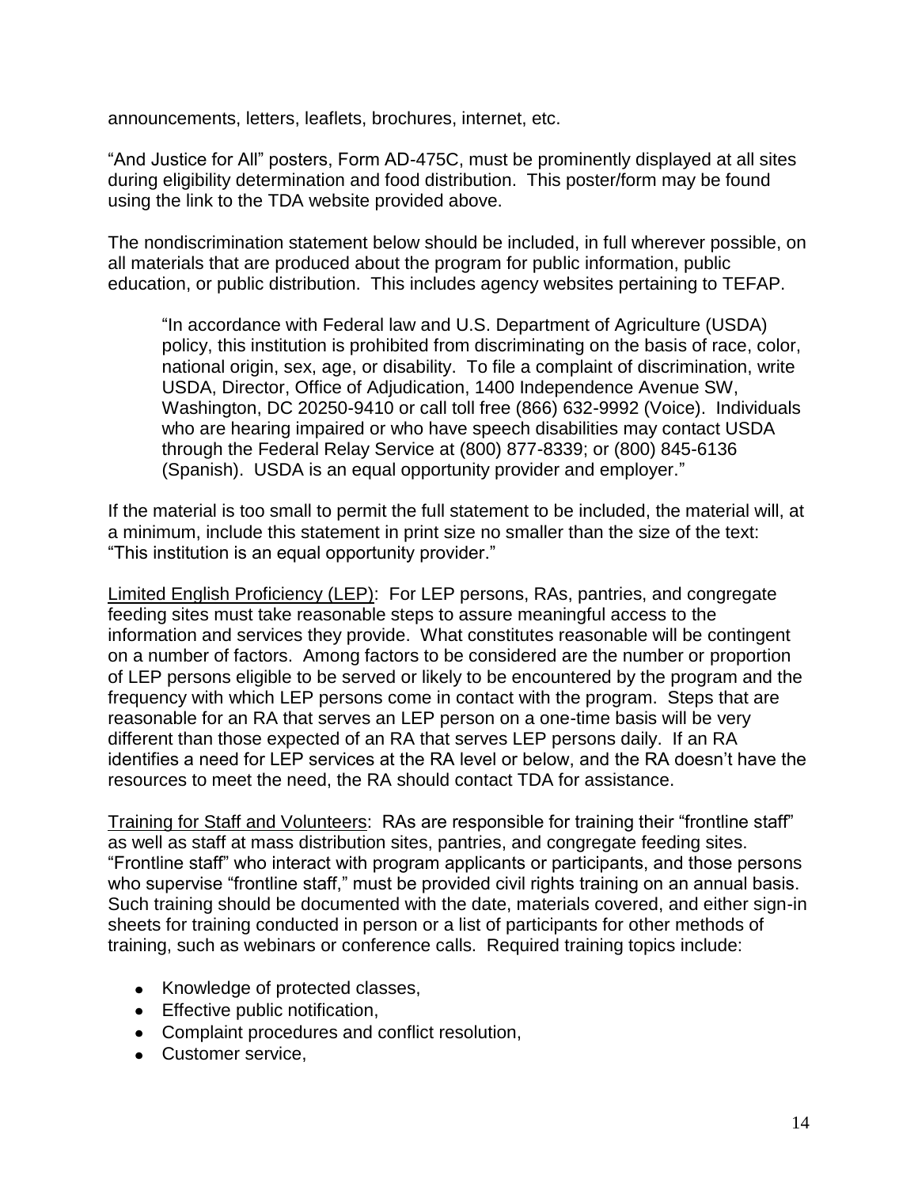announcements, letters, leaflets, brochures, internet, etc.

"And Justice for All" posters, Form AD-475C, must be prominently displayed at all sites during eligibility determination and food distribution. This poster/form may be found using the link to the TDA website provided above.

The nondiscrimination statement below should be included, in full wherever possible, on all materials that are produced about the program for public information, public education, or public distribution. This includes agency websites pertaining to TEFAP.

> "In accordance with Federal law and U.S. Department of Agriculture (USDA) policy, this institution is prohibited from discriminating on the basis of race, color, national origin, sex, age, or disability. To file a complaint of discrimination, write USDA, Director, Office of Adjudication, 1400 Independence Avenue SW, Washington, DC 20250-9410 or call toll free (866) 632-9992 (Voice). Individuals who are hearing impaired or who have speech disabilities may contact USDA through the Federal Relay Service at (800) 877-8339; or (800) 845-6136 (Spanish). USDA is an equal opportunity provider and employer."

If the material is too small to permit the full statement to be included, the material will, at a minimum, include this statement in print size no smaller than the size of the text: "This institution is an equal opportunity provider."

Limited English Proficiency (LEP): For LEP persons, RAs, pantries, and congregate feeding sites must take reasonable steps to assure meaningful access to the information and services they provide. What constitutes reasonable will be contingent on a number of factors. Among factors to be considered are the number or proportion of LEP persons eligible to be served or likely to be encountered by the program and the frequency with which LEP persons come in contact with the program. Steps that are reasonable for an RA that serves an LEP person on a one-time basis will be very different than those expected of an RA that serves LEP persons daily. If an RA identifies a need for LEP services at the RA level or below, and the RA doesn't have the resources to meet the need, the RA should contact TDA for assistance.

Training for Staff and Volunteers: RAs are responsible for training their "frontline staff" as well as staff at mass distribution sites, pantries, and congregate feeding sites. "Frontline staff" who interact with program applicants or participants, and those persons who supervise "frontline staff," must be provided civil rights training on an annual basis. Such training should be documented with the date, materials covered, and either sign-in sheets for training conducted in person or a list of participants for other methods of training, such as webinars or conference calls. Required training topics include:

- Knowledge of protected classes,
- Effective public notification,
- Complaint procedures and conflict resolution,
- Customer service,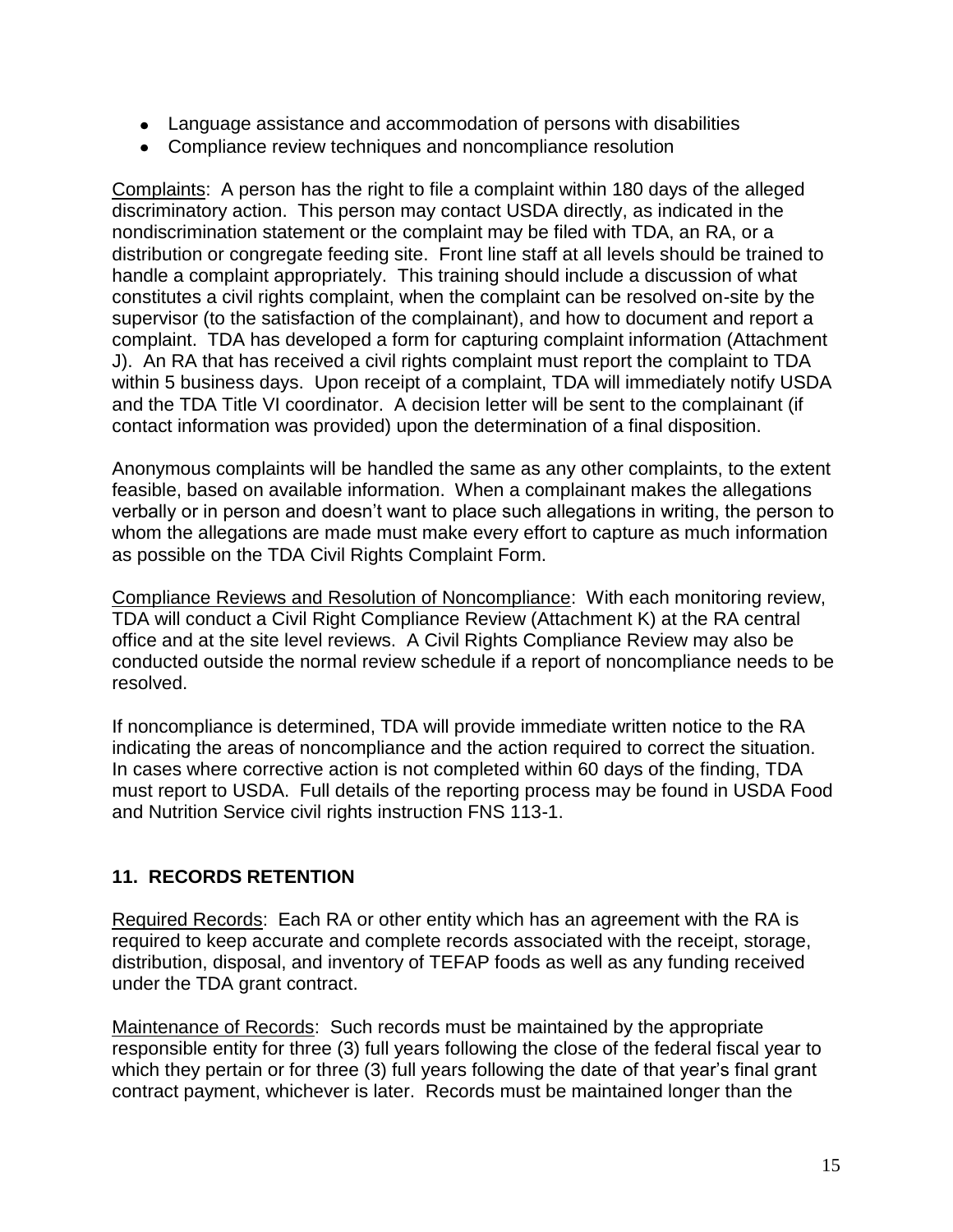- Language assistance and accommodation of persons with disabilities
- Compliance review techniques and noncompliance resolution

Complaints: A person has the right to file a complaint within 180 days of the alleged discriminatory action. This person may contact USDA directly, as indicated in the nondiscrimination statement or the complaint may be filed with TDA, an RA, or a distribution or congregate feeding site. Front line staff at all levels should be trained to handle a complaint appropriately. This training should include a discussion of what constitutes a civil rights complaint, when the complaint can be resolved on-site by the supervisor (to the satisfaction of the complainant), and how to document and report a complaint. TDA has developed a form for capturing complaint information (Attachment J). An RA that has received a civil rights complaint must report the complaint to TDA within 5 business days. Upon receipt of a complaint, TDA will immediately notify USDA and the TDA Title VI coordinator. A decision letter will be sent to the complainant (if contact information was provided) upon the determination of a final disposition.

Anonymous complaints will be handled the same as any other complaints, to the extent feasible, based on available information. When a complainant makes the allegations verbally or in person and doesn't want to place such allegations in writing, the person to whom the allegations are made must make every effort to capture as much information as possible on the TDA Civil Rights Complaint Form.

Compliance Reviews and Resolution of Noncompliance: With each monitoring review, TDA will conduct a Civil Right Compliance Review (Attachment K) at the RA central office and at the site level reviews. A Civil Rights Compliance Review may also be conducted outside the normal review schedule if a report of noncompliance needs to be resolved.

If noncompliance is determined, TDA will provide immediate written notice to the RA indicating the areas of noncompliance and the action required to correct the situation. In cases where corrective action is not completed within 60 days of the finding, TDA must report to USDA. Full details of the reporting process may be found in USDA Food and Nutrition Service civil rights instruction FNS 113-1.

## 11. RECORDS RETENTION

Required Records: Each RA or other entity which has an agreement with the RA is required to keep accurate and complete records associated with the receipt, storage, distribution, disposal, and inventory of TEFAP foods as well as any funding received under the TDA grant contract.

Maintenance of Records: Such records must be maintained by the appropriate responsible entity for three (3) full years following the close of the federal fiscal year to which they pertain or for three (3) full years following the date of that year's final grant contract payment, whichever is later. Records must be maintained longer than the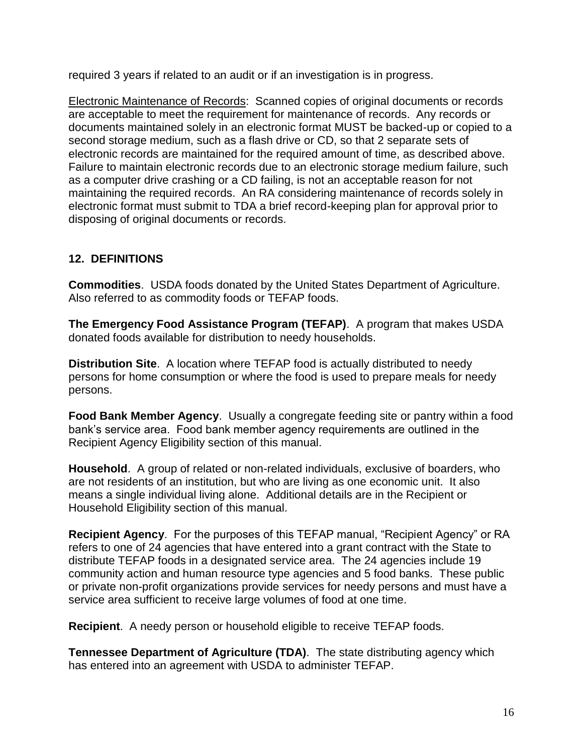required 3 years if related to an audit or if an investigation is in progress.

Electronic Maintenance of Records: Scanned copies of original documents or records are acceptable to meet the requirement for maintenance of records. Any records or documents maintained solely in an electronic format MUST be backed-up or copied to a second storage medium, such as a flash drive or CD, so that 2 separate sets of electronic records are maintained for the required amount of time, as described above. Failure to maintain electronic records due to an electronic storage medium failure, such as a computer drive crashing or a CD failing, is not an acceptable reason for not maintaining the required records. An RA considering maintenance of records solely in electronic format must submit to TDA a brief record-keeping plan for approval prior to disposing of original documents or records.

## 12. DEFINITIONS

**Commodities**. USDA foods donated by the United States Department of Agriculture. Also referred to as commodity foods or TEFAP foods.

**The Emergency Food Assistance Program (TEFAP)**. A program that makes USDA donated foods available for distribution to needy households.

**Distribution Site**. A location where TEFAP food is actually distributed to needy persons for home consumption or where the food is used to prepare meals for needy persons.

**Food Bank Member Agency**. Usually a congregate feeding site or pantry within a food bank's service area. Food bank member agency requirements are outlined in the Recipient Agency Eligibility section of this manual.

**Household**. A group of related or non-related individuals, exclusive of boarders, who are not residents of an institution, but who are living as one economic unit. It also means a single individual living alone. Additional details are in the Recipient or Household Eligibility section of this manual.

**Recipient Agency**. For the purposes of this TEFAP manual, "Recipient Agency" or RA refers to one of 24 agencies that have entered into a grant contract with the State to distribute TEFAP foods in a designated service area. The 24 agencies include 19 community action and human resource type agencies and 5 food banks. These public or private non-profit organizations provide services for needy persons and must have a service area sufficient to receive large volumes of food at one time.

**Recipient**. A needy person or household eligible to receive TEFAP foods.

**Tennessee Department of Agriculture (TDA)**. The state distributing agency which has entered into an agreement with USDA to administer TEFAP.